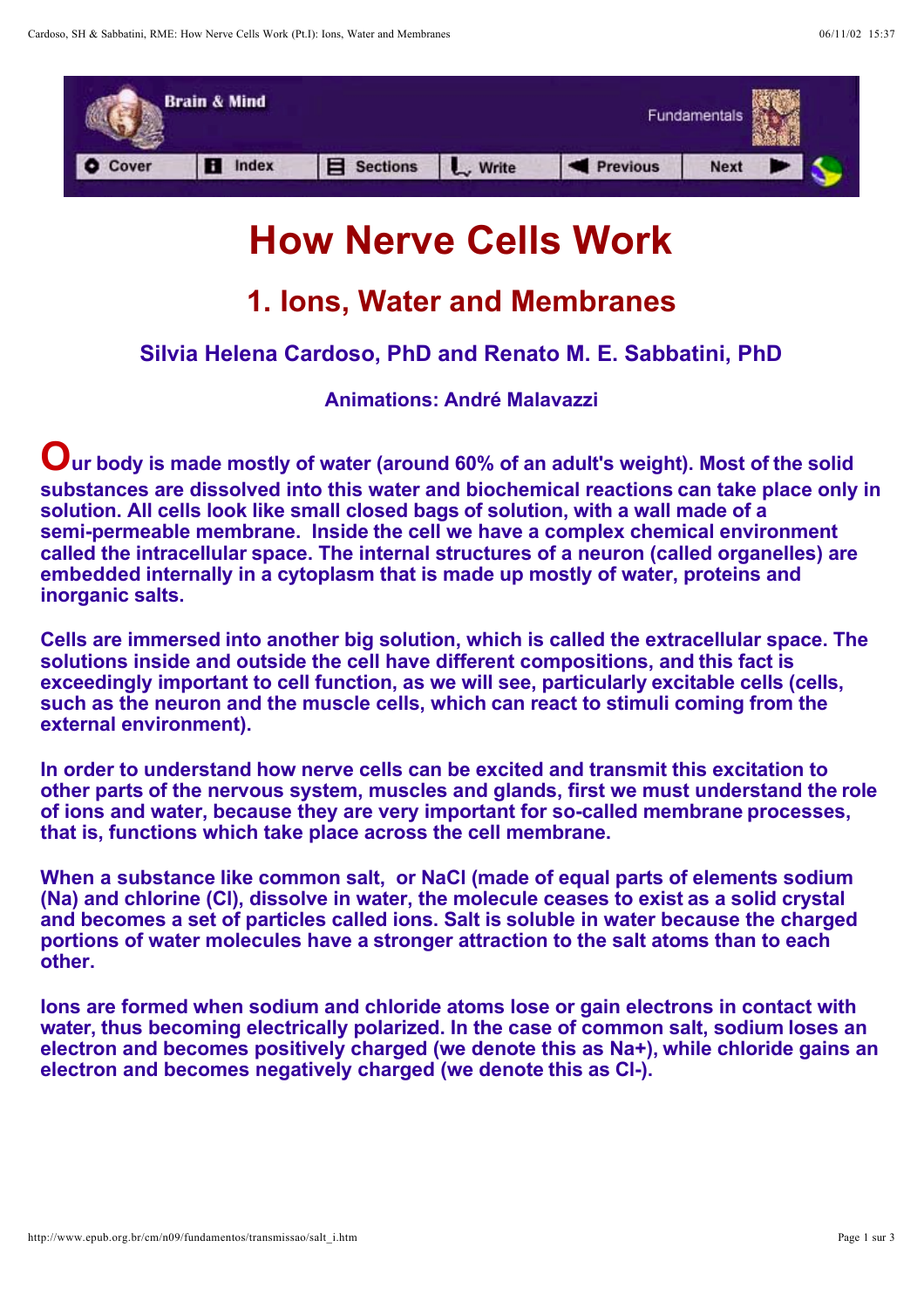# How Nerve Cells Work

## 1. Ions, Water and Membranes

### Silvia Helena Cardoso, PhD and Renato M. E. Sabbatini, PhD

**Animations: André Malavazzi**

**Our body is made mostly of water (around 60% of an adult's weight). Most of the solid substances are dissolved into this water and biochemical reactions can take place only in solution. All cells look like small closed bags of solution, with a wall made of a semi-permeable membrane. Inside the cell we have a complex chemical environment called the intracellular space. The internal structures of a neuron (called organelles) are embedded internally in a cytoplasm that is made up mostly of water, proteins and inorganic salts.**

**Cells are immersed into another big solution, which is called the extracellular space. The solutions inside and outside the cell have different compositions, and this fact is exceedingly important to cell function, as we will see, particularly excitable cells (cells, such as the neuron and the muscle cells, which can react to stimuli coming from the external environment).**

**In order to understand how nerve cells can be excited and transmit this excitation to other parts of the nervous system, muscles and glands, first we must understand the role of ions and water, because they are very important for so-called membrane processes, that is, functions which take place across the cell membrane.**

**When a substance like common salt, or NaCl (made of equal parts of elements sodium (Na) and chlorine (Cl), dissolve in water, the molecule ceases to exist as a solid crystal and becomes a set of particles called ions. Salt is soluble in water because the charged portions of water molecules have a stronger attraction to the salt atoms than to each other.**

**Ions are formed when sodium and chloride atoms lose or gain electrons in contact with water, thus becoming electrically polarized. In the case of common salt, sodium loses an electron and becomes positively charged (we denote this as $Na^+$), while chloride gains an electron and becomes negatively charged (we denote this as $Cl^-$).**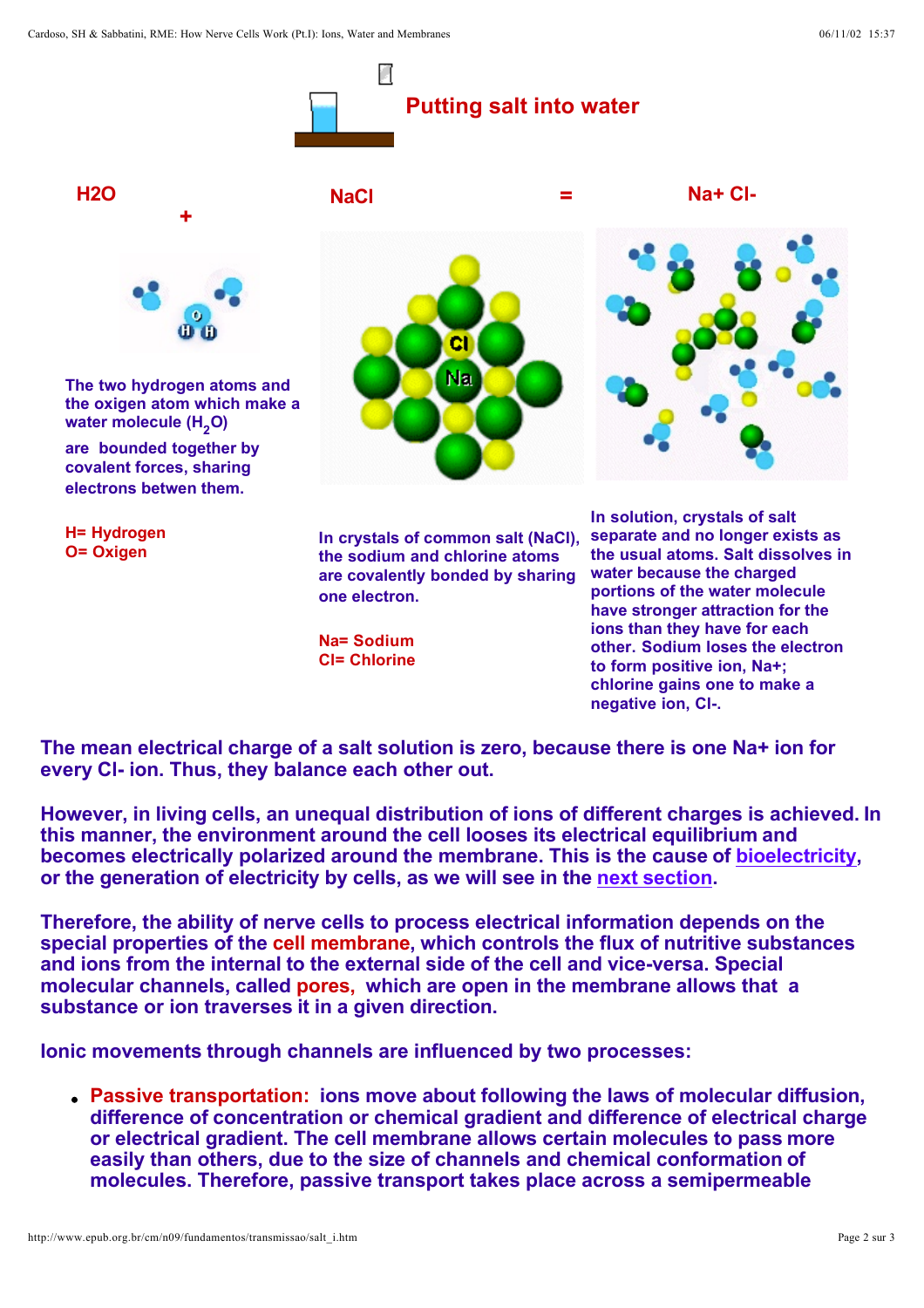## Putting salt into water

$H_2O$ + NaCl = $Na^+$ $Cl^-$

The two hydrogen atoms and the oxigen atom which make a water molecule ($H_2O$) are bounded together by covalent forces, sharing electrons betwen them.

H= Hydrogen
O= Oxigen

In crystals of common salt (NaCl), the sodium and chlorine atoms are covalently bonded by sharing one electron.

Na= Sodium
Cl= Chlorine

In solution, crystals of salt separate and no longer exists as the usual atoms. Salt dissolves in water because the charged portions of the water molecule have stronger attraction for the ions than they have for each other. Sodium loses the electron to form positive ion, $Na^+$; chlorine gains one to make a negative ion, $Cl^-$.

The mean electrical charge of a salt solution is zero, because there is one $Na^+$ ion for every $Cl^-$ ion. Thus, they balance each other out.

However, in living cells, an unequal distribution of ions of different charges is achieved. In this manner, the environment around the cell looses its electrical equilibrium and becomes electrically polarized around the membrane. This is the cause of bioelectricity, or the generation of electricity by cells, as we will see in the next section.

Therefore, the ability of nerve cells to process electrical information depends on the special properties of the cell membrane, which controls the flux of nutritive substances and ions from the internal to the external side of the cell and vice-versa. Special molecular channels, called pores, which are open in the membrane allows that a substance or ion traverses it in a given direction.

Ionic movements through channels are influenced by two processes:

- **Passive transportation:** ions move about following the laws of molecular diffusion, difference of concentration or chemical gradient and difference of electrical charge or electrical gradient. The cell membrane allows certain molecules to pass more easily than others, due to the size of channels and chemical conformation of molecules. Therefore, passive transport takes place across a semipermeable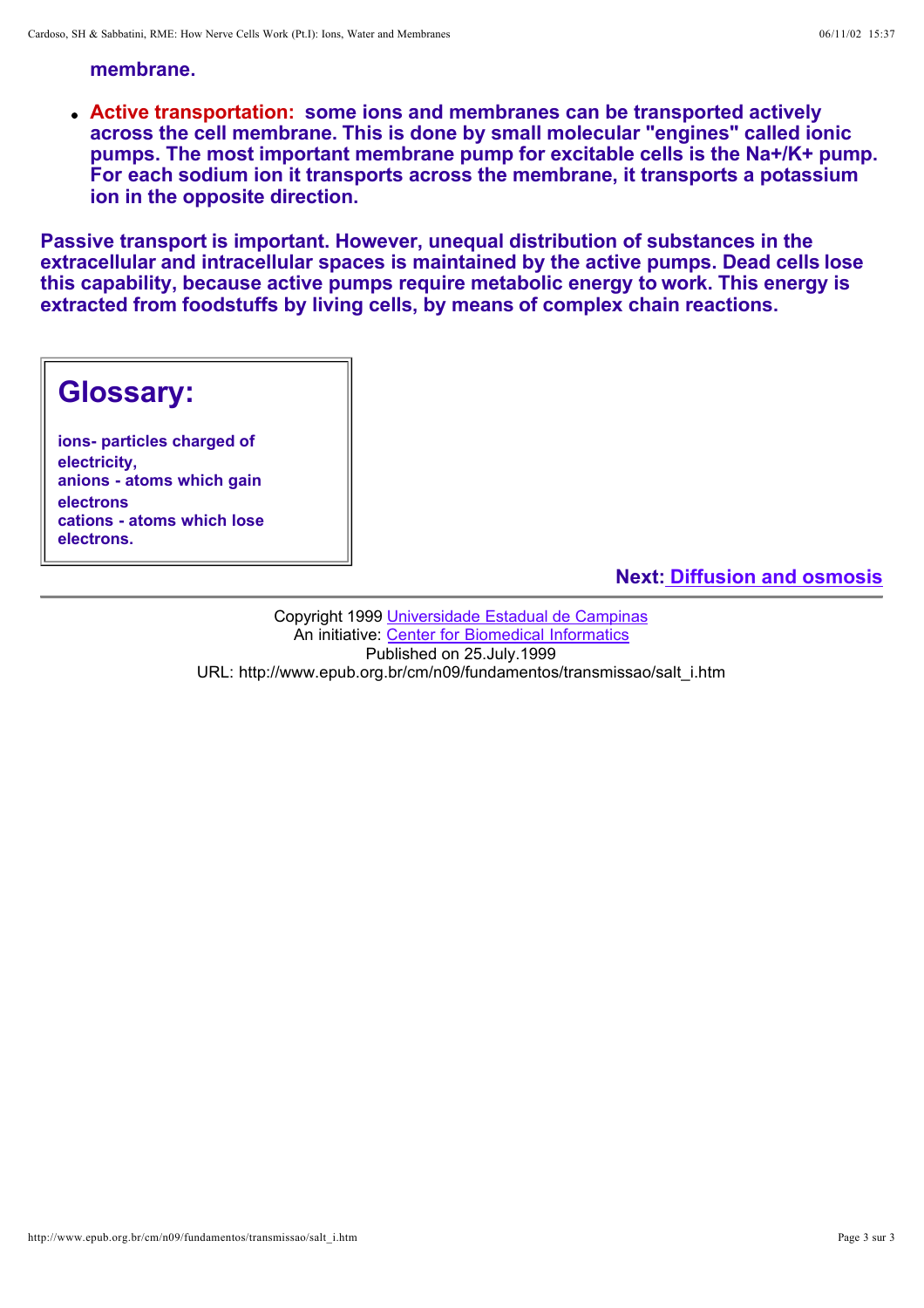membrane.

- **Active transportation:** some ions and membranes can be transported actively across the cell membrane. This is done by small molecular "engines" called ionic pumps. The most important membrane pump for excitable cells is the $Na^+/K^+$ pump. For each sodium ion it transports across the membrane, it transports a potassium ion in the opposite direction.

**Passive transport is important. However, unequal distribution of substances in the extracellular and intracellular spaces is maintained by the active pumps. Dead cells lose this capability, because active pumps require metabolic energy to work. This energy is extracted from foodstuffs by living cells, by means of complex chain reactions.**

## Glossary:

**ions- particles charged of electricity,**
**anions - atoms which gain electrons**
**cations - atoms which lose electrons.**

**Next: Diffusion and osmosis**

---

Copyright 1999 Universidade Estadual de Campinas
An initiative: Center for Biomedical Informatics
Published on 25.July.1999
URL: http://www.epub.org.br/cm/n09/fundamentos/transmissao/salt_i.htm